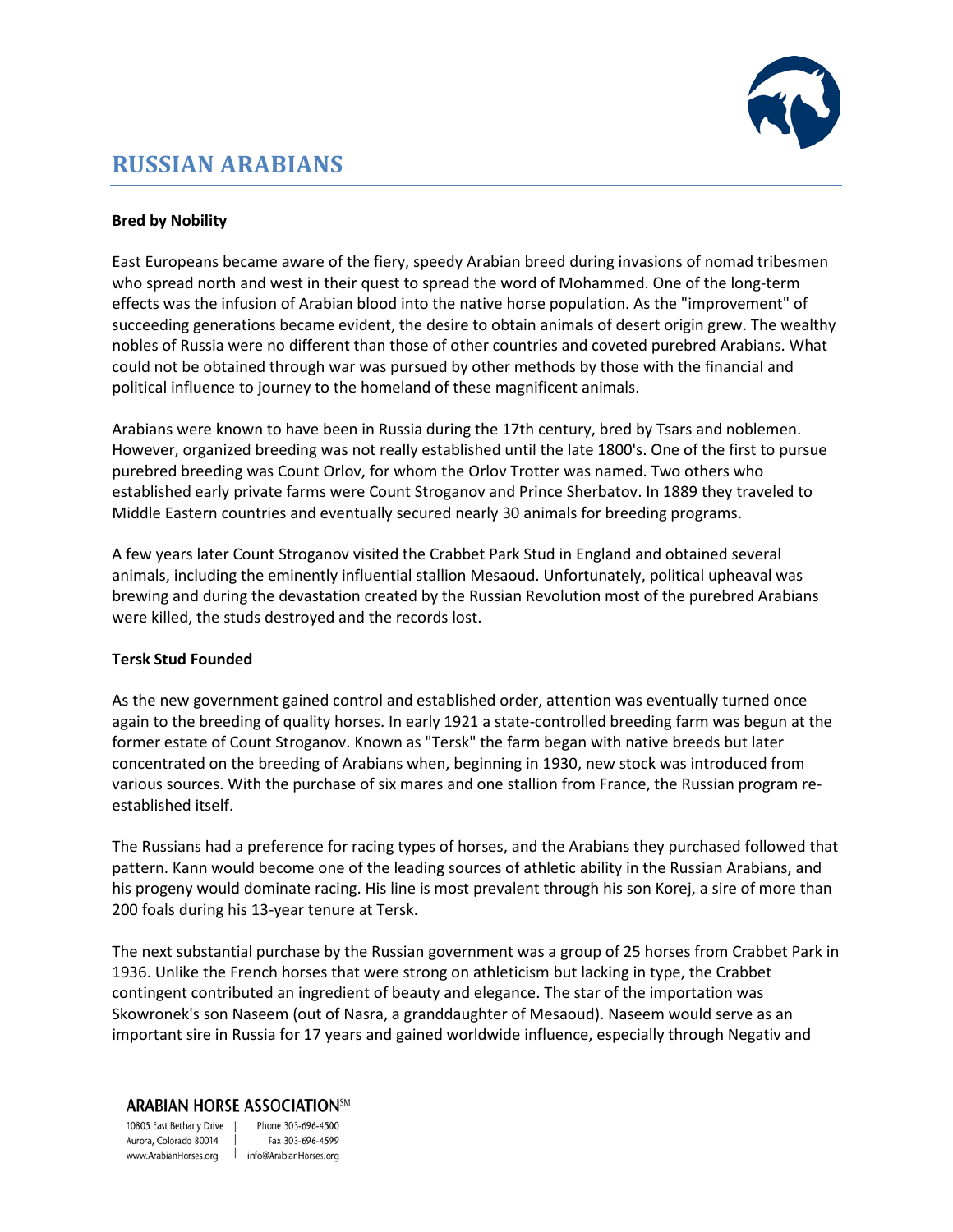# RUSSIAN ARABIANS

**Bred by Nobility**

East Europeans became aware of the fiery, speedy Arabian breed during invasions of nomad tribesmen who spread north and west in their quest to spread the word of Mohammed. One of the long-term effects was the infusion of Arabian blood into the native horse population. As the "improvement" of succeeding generations became evident, the desire to obtain animals of desert origin grew. The wealthy nobles of Russia were no different than those of other countries and coveted purebred Arabians. What could not be obtained through war was pursued by other methods by those with the financial and political influence to journey to the homeland of these magnificent animals.

Arabians were known to have been in Russia during the 17th century, bred by Tsars and noblemen. However, organized breeding was not really established until the late 1800's. One of the first to pursue purebred breeding was Count Orlov, for whom the Orlov Trotter was named. Two others who established early private farms were Count Stroganov and Prince Sherbatov. In 1889 they traveled to Middle Eastern countries and eventually secured nearly 30 animals for breeding programs.

A few years later Count Stroganov visited the Crabbet Park Stud in England and obtained several animals, including the eminently influential stallion Mesaoud. Unfortunately, political upheaval was brewing and during the devastation created by the Russian Revolution most of the purebred Arabians were killed, the studs destroyed and the records lost.

**Tersk Stud Founded**

As the new government gained control and established order, attention was eventually turned once again to the breeding of quality horses. In early 1921 a state-controlled breeding farm was begun at the former estate of Count Stroganov. Known as "Tersk" the farm began with native breeds but later concentrated on the breeding of Arabians when, beginning in 1930, new stock was introduced from various sources. With the purchase of six mares and one stallion from France, the Russian program re-established itself.

The Russians had a preference for racing types of horses, and the Arabians they purchased followed that pattern. Kann would become one of the leading sources of athletic ability in the Russian Arabians, and his progeny would dominate racing. His line is most prevalent through his son Korej, a sire of more than 200 foals during his 13-year tenure at Tersk.

The next substantial purchase by the Russian government was a group of 25 horses from Crabbet Park in 1936. Unlike the French horses that were strong on athleticism but lacking in type, the Crabbet contingent contributed an ingredient of beauty and elegance. The star of the importation was Skowronek's son Naseem (out of Nasra, a granddaughter of Mesaoud). Naseem would serve as an important sire in Russia for 17 years and gained worldwide influence, especially through Negativ and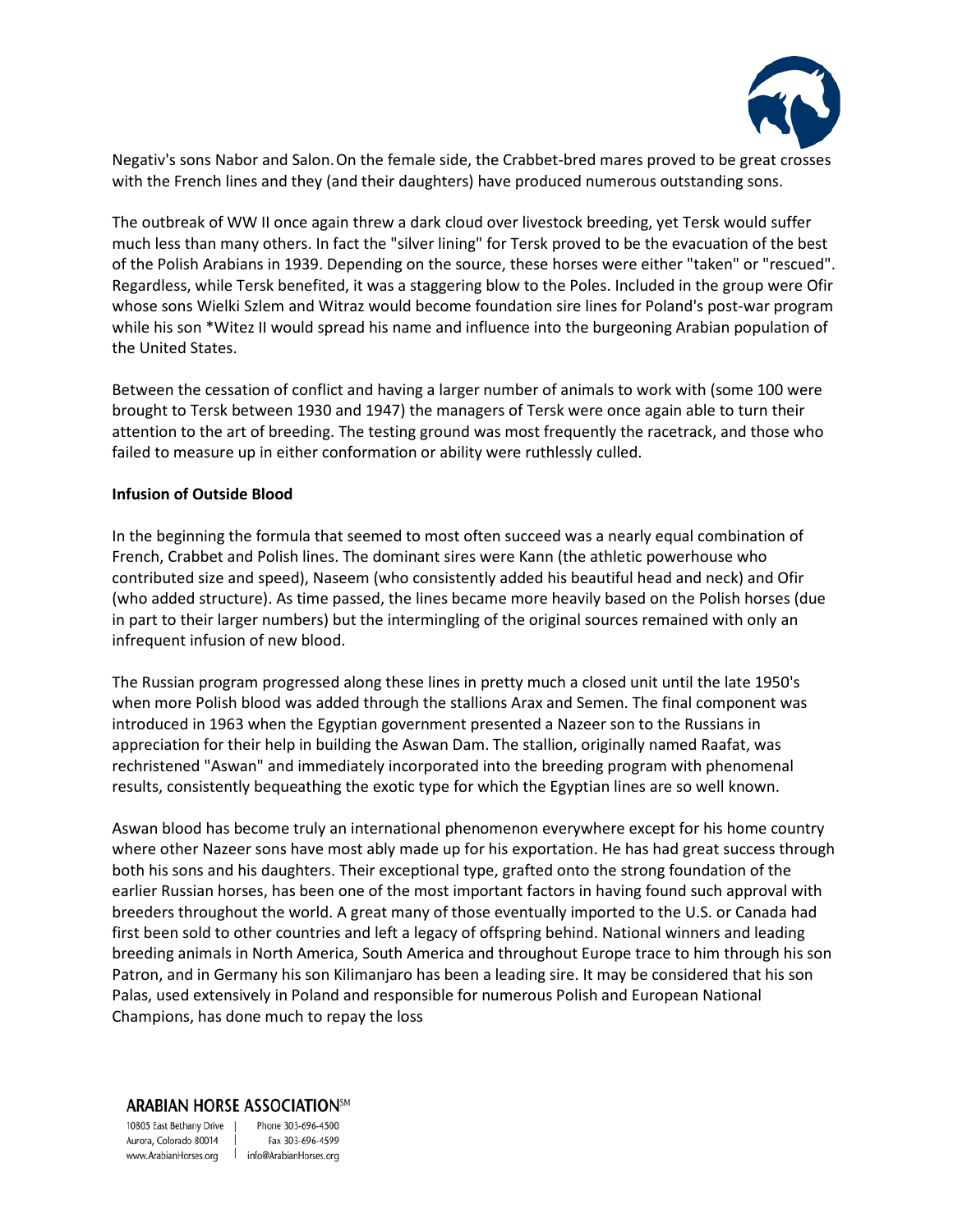Negativ's sons Nabor and Salon. On the female side, the Crabbet-bred mares proved to be great crosses with the French lines and they (and their daughters) have produced numerous outstanding sons.

The outbreak of WW II once again threw a dark cloud over livestock breeding, yet Tersk would suffer much less than many others. In fact the "silver lining" for Tersk proved to be the evacuation of the best of the Polish Arabians in 1939. Depending on the source, these horses were either "taken" or "rescued". Regardless, while Tersk benefited, it was a staggering blow to the Poles. Included in the group were Ofir whose sons Wielki Szlem and Witraz would become foundation sire lines for Poland's post-war program while his son *Witez II would spread his name and influence into the burgeoning Arabian population of the United States.

Between the cessation of conflict and having a larger number of animals to work with (some 100 were brought to Tersk between 1930 and 1947) the managers of Tersk were once again able to turn their attention to the art of breeding. The testing ground was most frequently the racetrack, and those who failed to measure up in either conformation or ability were ruthlessly culled.

**Infusion of Outside Blood**

In the beginning the formula that seemed to most often succeed was a nearly equal combination of French, Crabbet and Polish lines. The dominant sires were Kann (the athletic powerhouse who contributed size and speed), Naseem (who consistently added his beautiful head and neck) and Ofir (who added structure). As time passed, the lines became more heavily based on the Polish horses (due in part to their larger numbers) but the intermingling of the original sources remained with only an infrequent infusion of new blood.

The Russian program progressed along these lines in pretty much a closed unit until the late 1950's when more Polish blood was added through the stallions Arax and Semen. The final component was introduced in 1963 when the Egyptian government presented a Nazeer son to the Russians in appreciation for their help in building the Aswan Dam. The stallion, originally named Raafat, was rechristened "Aswan" and immediately incorporated into the breeding program with phenomenal results, consistently bequeathing the exotic type for which the Egyptian lines are so well known.

Aswan blood has become truly an international phenomenon everywhere except for his home country where other Nazeer sons have most ably made up for his exportation. He has had great success through both his sons and his daughters. Their exceptional type, grafted onto the strong foundation of the earlier Russian horses, has been one of the most important factors in having found such approval with breeders throughout the world. A great many of those eventually imported to the U.S. or Canada had first been sold to other countries and left a legacy of offspring behind. National winners and leading breeding animals in North America, South America and throughout Europe trace to him through his son Patron, and in Germany his son Kilimanjaro has been a leading sire. It may be considered that his son Palas, used extensively in Poland and responsible for numerous Polish and European National Champions, has done much to repay the loss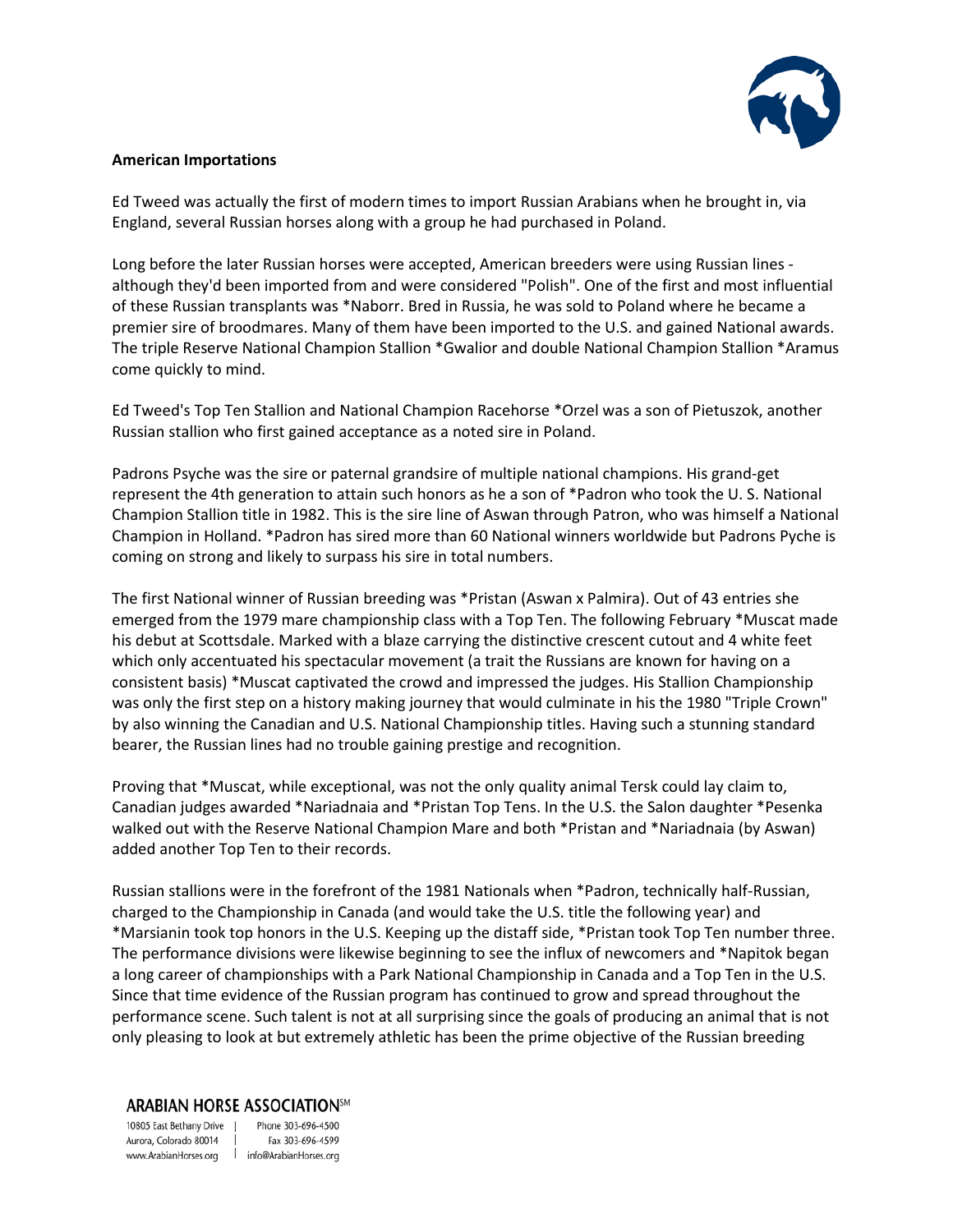**American Importations**

Ed Tweed was actually the first of modern times to import Russian Arabians when he brought in, via England, several Russian horses along with a group he had purchased in Poland.

Long before the later Russian horses were accepted, American breeders were using Russian lines - although they'd been imported from and were considered "Polish". One of the first and most influential of these Russian transplants was *Naborr. Bred in Russia, he was sold to Poland where he became a premier sire of broodmares. Many of them have been imported to the U.S. and gained National awards. The triple Reserve National Champion Stallion *Gwalior and double National Champion Stallion *Aramus come quickly to mind.

Ed Tweed's Top Ten Stallion and National Champion Racehorse *Orzel was a son of Pietuszok, another Russian stallion who first gained acceptance as a noted sire in Poland.

Padrons Psyche was the sire or paternal grandsire of multiple national champions. His grand-get represent the 4th generation to attain such honors as he a son of *Padron who took the U. S. National Champion Stallion title in 1982. This is the sire line of Aswan through Patron, who was himself a National Champion in Holland. *Padron has sired more than 60 National winners worldwide but Padrons Pyche is coming on strong and likely to surpass his sire in total numbers.

The first National winner of Russian breeding was *Pristan (Aswan x Palmira). Out of 43 entries she emerged from the 1979 mare championship class with a Top Ten. The following February *Muscat made his debut at Scottsdale. Marked with a blaze carrying the distinctive crescent cutout and 4 white feet which only accentuated his spectacular movement (a trait the Russians are known for having on a consistent basis) *Muscat captivated the crowd and impressed the judges. His Stallion Championship was only the first step on a history making journey that would culminate in his the 1980 "Triple Crown" by also winning the Canadian and U.S. National Championship titles. Having such a stunning standard bearer, the Russian lines had no trouble gaining prestige and recognition.

Proving that *Muscat, while exceptional, was not the only quality animal Tersk could lay claim to, Canadian judges awarded *Nariadnaia and *Pristan Top Tens. In the U.S. the Salon daughter *Pesenka walked out with the Reserve National Champion Mare and both *Pristan and *Nariadnaia (by Aswan) added another Top Ten to their records.

Russian stallions were in the forefront of the 1981 Nationals when *Padron, technically half-Russian, charged to the Championship in Canada (and would take the U.S. title the following year) and *Marsianin took top honors in the U.S. Keeping up the distaff side, *Pristan took Top Ten number three. The performance divisions were likewise beginning to see the influx of newcomers and *Napitok began a long career of championships with a Park National Championship in Canada and a Top Ten in the U.S. Since that time evidence of the Russian program has continued to grow and spread throughout the performance scene. Such talent is not at all surprising since the goals of producing an animal that is not only pleasing to look at but extremely athletic has been the prime objective of the Russian breeding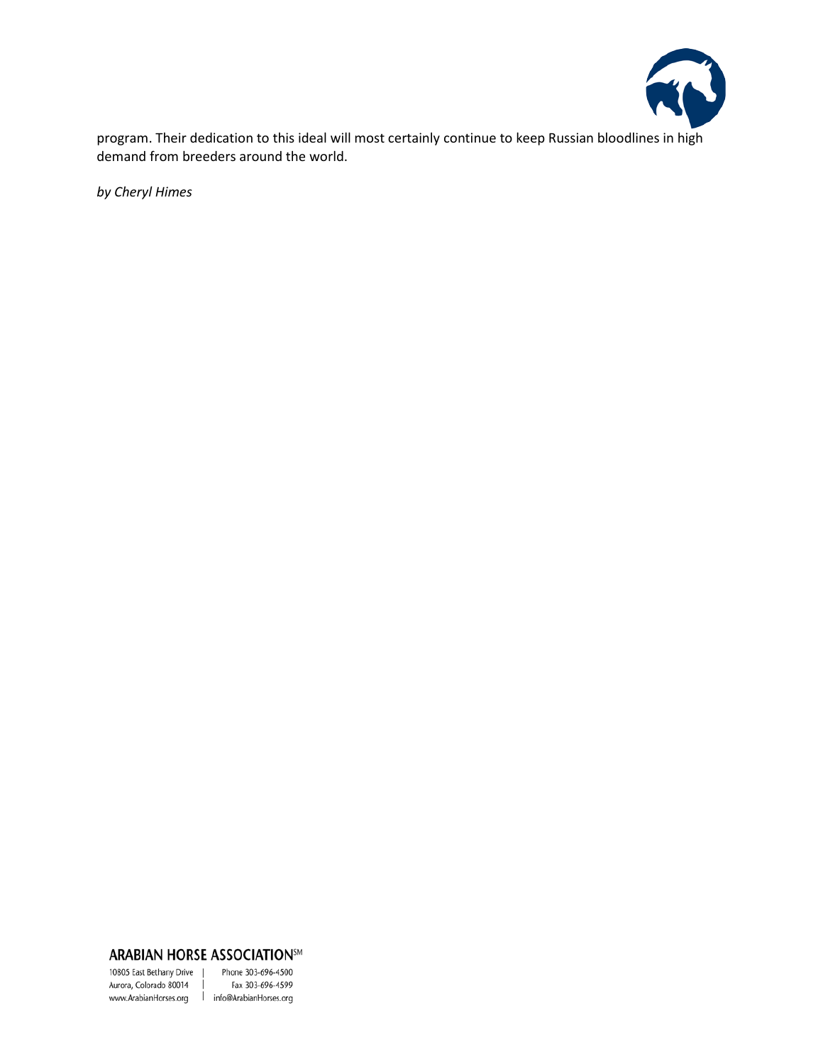program. Their dedication to this ideal will most certainly continue to keep Russian bloodlines in high demand from breeders around the world.

*by Cheryl Himes*